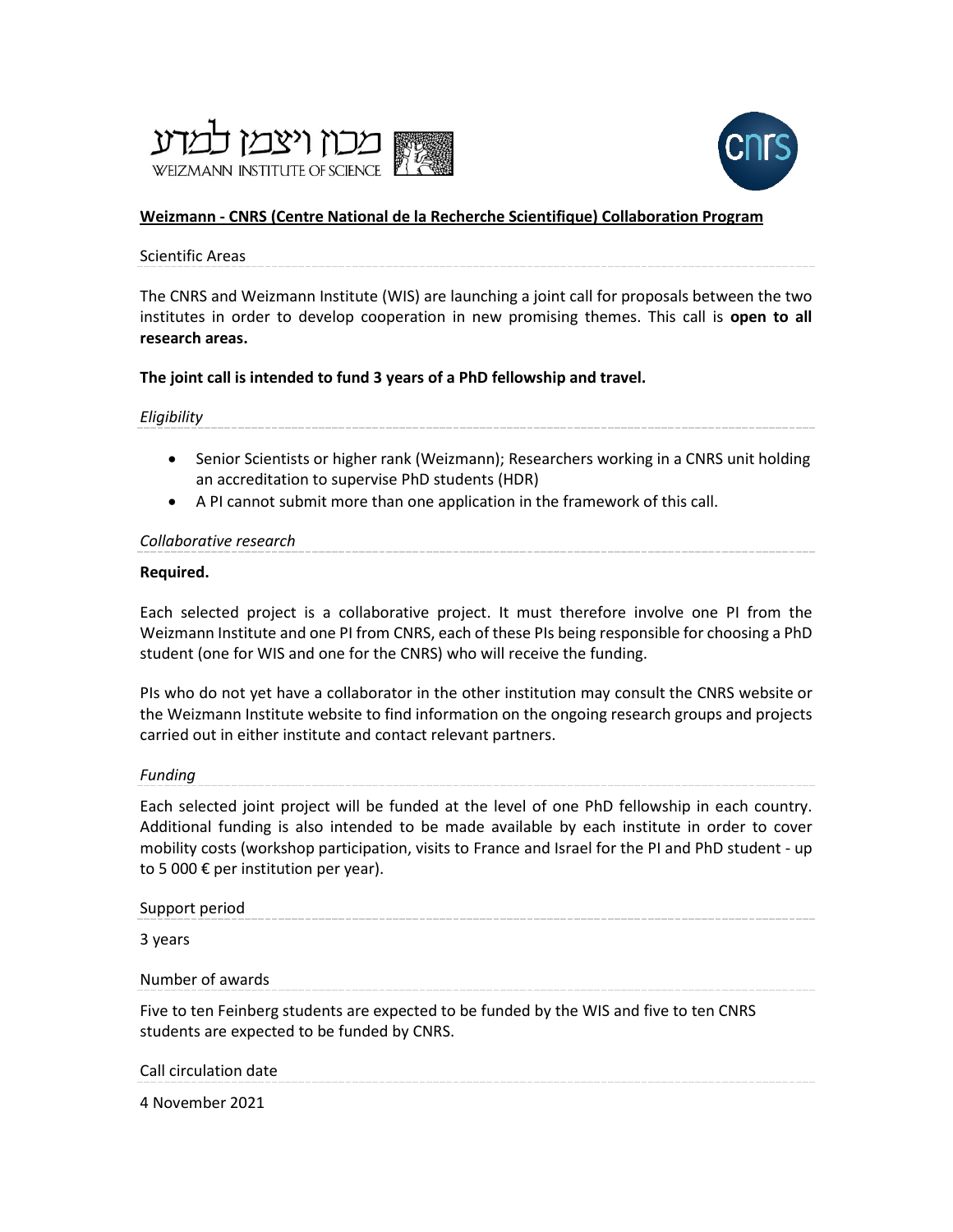מכון ויצמן למדע
WEIZMANN INSTITUTE OF SCIENCE

# Weizmann - CNRS (Centre National de la Recherche Scientifique) Collaboration Program

## Scientific Areas

The CNRS and Weizmann Institute (WIS) are launching a joint call for proposals between the two institutes in order to develop cooperation in new promising themes. This call is **open to all research areas.**

**The joint call is intended to fund 3 years of a PhD fellowship and travel.**

## *Eligibility*

- Senior Scientists or higher rank (Weizmann); Researchers working in a CNRS unit holding an accreditation to supervise PhD students (HDR)
- A PI cannot submit more than one application in the framework of this call.

## *Collaborative research*

**Required.**

Each selected project is a collaborative project. It must therefore involve one PI from the Weizmann Institute and one PI from CNRS, each of these PIs being responsible for choosing a PhD student (one for WIS and one for the CNRS) who will receive the funding.

PIs who do not yet have a collaborator in the other institution may consult the CNRS website or the Weizmann Institute website to find information on the ongoing research groups and projects carried out in either institute and contact relevant partners.

## *Funding*

Each selected joint project will be funded at the level of one PhD fellowship in each country. Additional funding is also intended to be made available by each institute in order to cover mobility costs (workshop participation, visits to France and Israel for the PI and PhD student - up to 5 000 € per institution per year).

## Support period

3 years

## Number of awards

Five to ten Feinberg students are expected to be funded by the WIS and five to ten CNRS students are expected to be funded by CNRS.

## Call circulation date

4 November 2021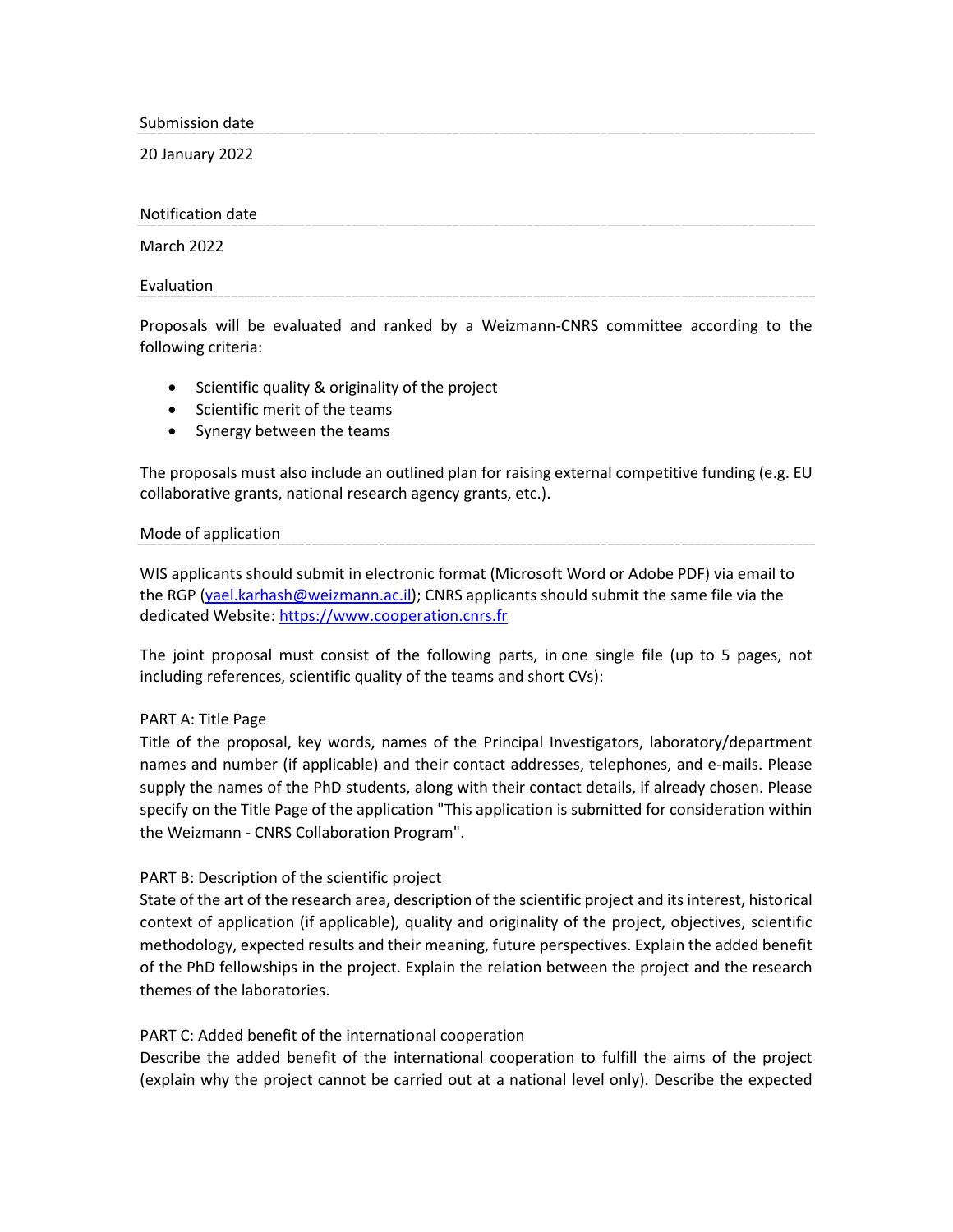### Submission date

20 January 2022

### Notification date

March 2022

### Evaluation

Proposals will be evaluated and ranked by a Weizmann-CNRS committee according to the following criteria:

- Scientific quality & originality of the project
- Scientific merit of the teams
- Synergy between the teams

The proposals must also include an outlined plan for raising external competitive funding (e.g. EU collaborative grants, national research agency grants, etc.).

### Mode of application

WIS applicants should submit in electronic format (Microsoft Word or Adobe PDF) via email to the RGP (yael.karhash@weizmann.ac.il); CNRS applicants should submit the same file via the dedicated Website: https://www.cooperation.cnrs.fr

The joint proposal must consist of the following parts, in one single file (up to 5 pages, not including references, scientific quality of the teams and short CVs):

PART A: Title Page
Title of the proposal, key words, names of the Principal Investigators, laboratory/department names and number (if applicable) and their contact addresses, telephones, and e-mails. Please supply the names of the PhD students, along with their contact details, if already chosen. Please specify on the Title Page of the application "This application is submitted for consideration within the Weizmann - CNRS Collaboration Program".

PART B: Description of the scientific project
State of the art of the research area, description of the scientific project and its interest, historical context of application (if applicable), quality and originality of the project, objectives, scientific methodology, expected results and their meaning, future perspectives. Explain the added benefit of the PhD fellowships in the project. Explain the relation between the project and the research themes of the laboratories.

PART C: Added benefit of the international cooperation
Describe the added benefit of the international cooperation to fulfill the aims of the project (explain why the project cannot be carried out at a national level only). Describe the expected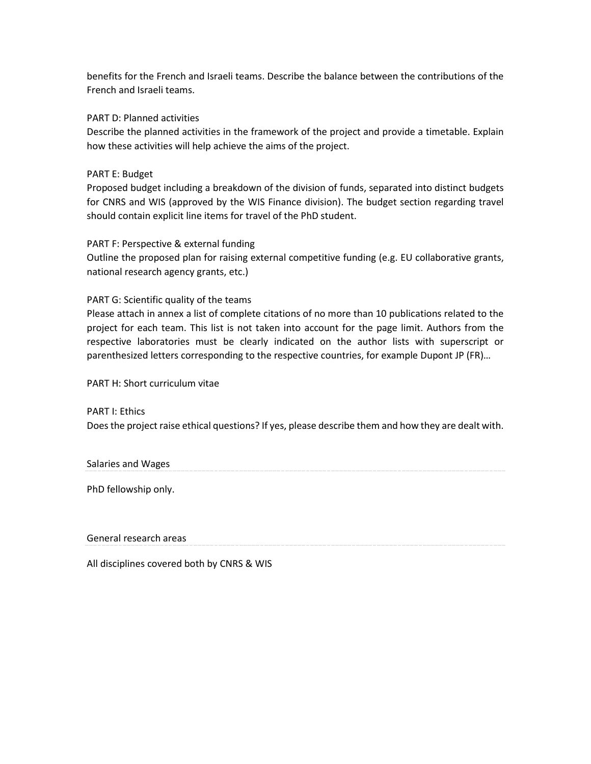benefits for the French and Israeli teams. Describe the balance between the contributions of the French and Israeli teams.

PART D: Planned activities

Describe the planned activities in the framework of the project and provide a timetable. Explain how these activities will help achieve the aims of the project.

PART E: Budget

Proposed budget including a breakdown of the division of funds, separated into distinct budgets for CNRS and WIS (approved by the WIS Finance division). The budget section regarding travel should contain explicit line items for travel of the PhD student.

PART F: Perspective & external funding

Outline the proposed plan for raising external competitive funding (e.g. EU collaborative grants, national research agency grants, etc.)

PART G: Scientific quality of the teams

Please attach in annex a list of complete citations of no more than 10 publications related to the project for each team. This list is not taken into account for the page limit. Authors from the respective laboratories must be clearly indicated on the author lists with superscript or parenthesized letters corresponding to the respective countries, for example Dupont JP (FR)…

PART H: Short curriculum vitae

PART I: Ethics

Does the project raise ethical questions? If yes, please describe them and how they are dealt with.

## Salaries and Wages

PhD fellowship only.

## General research areas

All disciplines covered both by CNRS & WIS